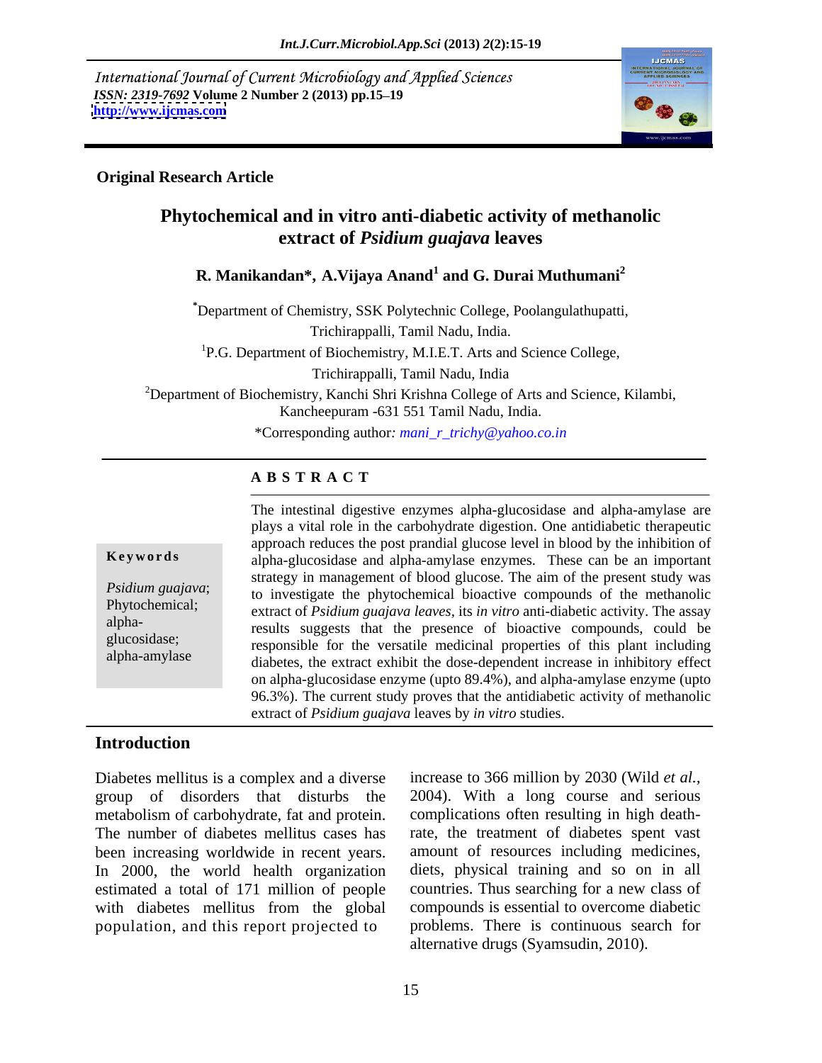International Journal of Current Microbiology and Applied Sciences
*ISSN: 2319-7692* **Volume 2 Number 2 (2013) pp.15–19**
**http://www.ijcmas.com**

**Original Research Article**

# Phytochemical and in vitro anti-diabetic activity of methanolic extract of *Psidium guajava* leaves

**R. Manikandan*, A.Vijaya Anand[1] and G. Durai Muthumani[2]**

*Department of Chemistry, SSK Polytechnic College, Poolangulathupatti, Trichirappalli, Tamil Nadu, India.

[1]P.G. Department of Biochemistry, M.I.E.T. Arts and Science College, Trichirappalli, Tamil Nadu, India

[2]Department of Biochemistry, Kanchi Shri Krishna College of Arts and Science, Kilambi, Kancheepuram -631 551 Tamil Nadu, India.

*Corresponding author: *mani_r_trichy@yahoo.co.in*

## ABSTRACT

**Keywords**

*Psidium guajava*; Phytochemical; alpha-glucosidase; alpha-amylase

The intestinal digestive enzymes alpha-glucosidase and alpha-amylase are plays a vital role in the carbohydrate digestion. One antidiabetic therapeutic approach reduces the post prandial glucose level in blood by the inhibition of alpha-glucosidase and alpha-amylase enzymes. These can be an important strategy in management of blood glucose. The aim of the present study was to investigate the phytochemical bioactive compounds of the methanolic extract of *Psidium guajava leaves*, its *in vitro* anti-diabetic activity. The assay results suggests that the presence of bioactive compounds, could be responsible for the versatile medicinal properties of this plant including diabetes, the extract exhibit the dose-dependent increase in inhibitory effect on alpha-glucosidase enzyme (upto 89.4%), and alpha-amylase enzyme (upto 96.3%). The current study proves that the antidiabetic activity of methanolic extract of *Psidium guajava* leaves by *in vitro* studies.

## Introduction

Diabetes mellitus is a complex and a diverse group of disorders that disturbs the metabolism of carbohydrate, fat and protein. The number of diabetes mellitus cases has been increasing worldwide in recent years. In 2000, the world health organization estimated a total of 171 million of people with diabetes mellitus from the global population, and this report projected to increase to 366 million by 2030 (Wild *et al.*, 2004). With a long course and serious complications often resulting in high death-rate, the treatment of diabetes spent vast amount of resources including medicines, diets, physical training and so on in all countries. Thus searching for a new class of compounds is essential to overcome diabetic problems. There is continuous search for alternative drugs (Syamsudin, 2010).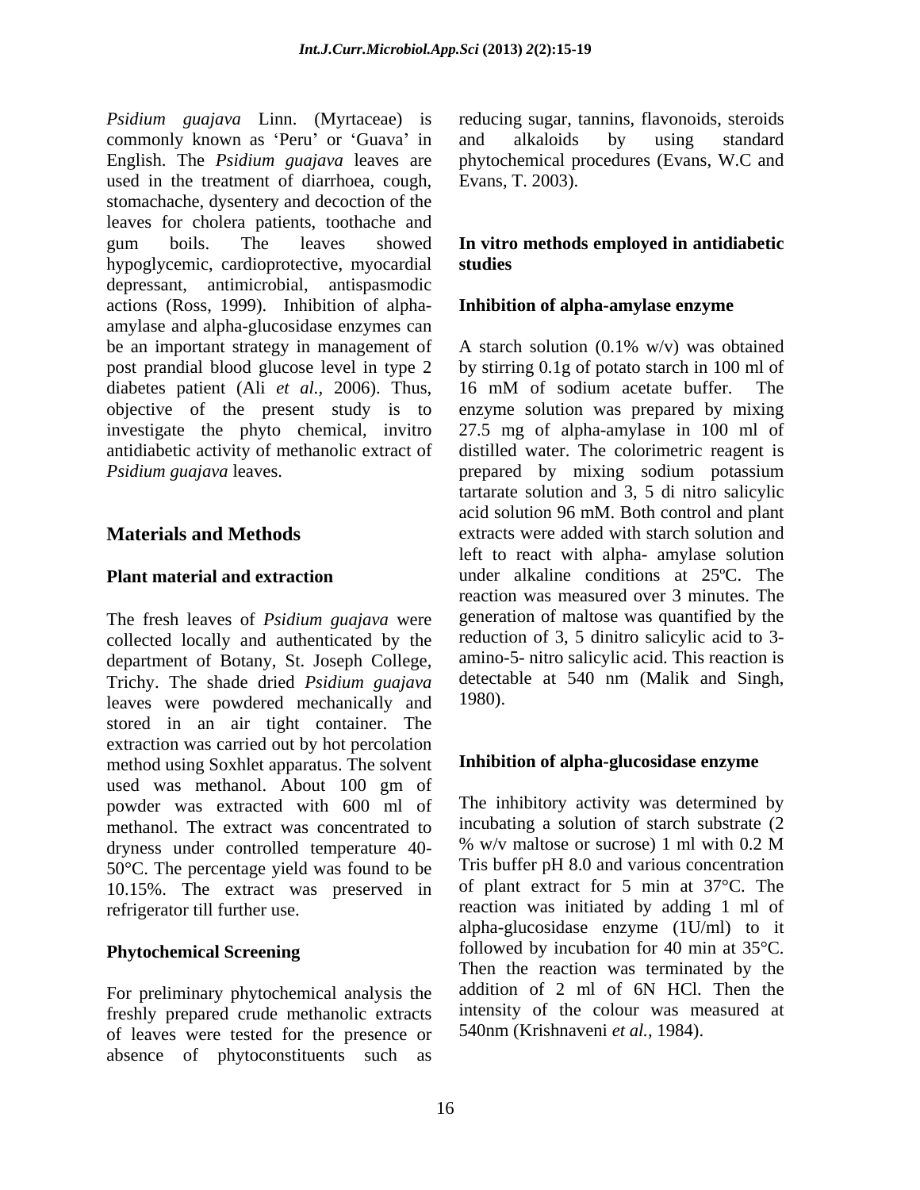*Psidium guajava* Linn. (Myrtaceae) is commonly known as 'Peru' or 'Guava' in English. The *Psidium guajava* leaves are used in the treatment of diarrhoea, cough, stomachache, dysentery and decoction of the leaves for cholera patients, toothache and gum boils. The leaves showed hypoglycemic, cardioprotective, myocardial depressant, antimicrobial, antispasmodic actions (Ross, 1999). Inhibition of alpha-amylase and alpha-glucosidase enzymes can be an important strategy in management of post prandial blood glucose level in type 2 diabetes patient (Ali *et al.,* 2006). Thus, objective of the present study is to investigate the phyto chemical, invitro antidiabetic activity of methanolic extract of *Psidium guajava* leaves.

## Materials and Methods

### Plant material and extraction

The fresh leaves of *Psidium guajava* were collected locally and authenticated by the department of Botany, St. Joseph College, Trichy. The shade dried *Psidium guajava* leaves were powdered mechanically and stored in an air tight container. The extraction was carried out by hot percolation method using Soxhlet apparatus. The solvent used was methanol. About 100 gm of powder was extracted with 600 ml of methanol. The extract was concentrated to dryness under controlled temperature 40-50°C. The percentage yield was found to be 10.15%. The extract was preserved in refrigerator till further use.

### Phytochemical Screening

For preliminary phytochemical analysis the freshly prepared crude methanolic extracts of leaves were tested for the presence or absence of phytoconstituents such as reducing sugar, tannins, flavonoids, steroids and alkaloids by using standard phytochemical procedures (Evans, W.C and Evans, T. 2003).

### In vitro methods employed in antidiabetic studies

### Inhibition of alpha-amylase enzyme

A starch solution (0.1% w/v) was obtained by stirring 0.1g of potato starch in 100 ml of 16 mM of sodium acetate buffer. The enzyme solution was prepared by mixing 27.5 mg of alpha-amylase in 100 ml of distilled water. The colorimetric reagent is prepared by mixing sodium potassium tartarate solution and 3, 5 di nitro salicylic acid solution 96 mM. Both control and plant extracts were added with starch solution and left to react with alpha- amylase solution under alkaline conditions at 25ºC. The reaction was measured over 3 minutes. The generation of maltose was quantified by the reduction of 3, 5 dinitro salicylic acid to 3-amino-5- nitro salicylic acid. This reaction is detectable at 540 nm (Malik and Singh, 1980).

### Inhibition of alpha-glucosidase enzyme

The inhibitory activity was determined by incubating a solution of starch substrate (2 % w/v maltose or sucrose) 1 ml with 0.2 M Tris buffer pH 8.0 and various concentration of plant extract for 5 min at 37°C. The reaction was initiated by adding 1 ml of alpha-glucosidase enzyme (1U/ml) to it followed by incubation for 40 min at 35°C. Then the reaction was terminated by the addition of 2 ml of 6N HCl. Then the intensity of the colour was measured at 540nm (Krishnaveni *et al.,* 1984).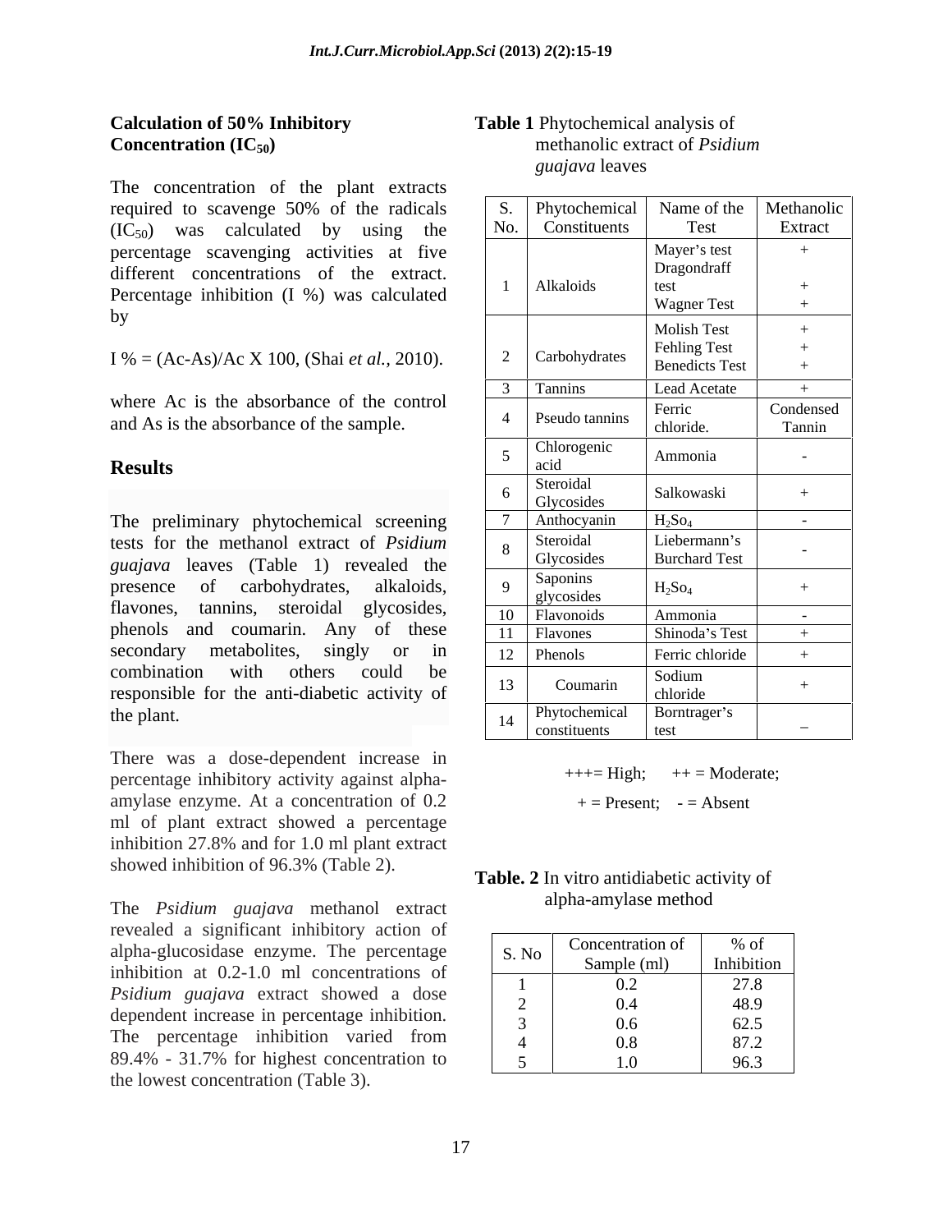**Calculation of 50% Inhibitory Concentration ($IC_{50}$)**

The concentration of the plant extracts required to scavenge 50% of the radicals ($IC_{50}$) was calculated by using the percentage scavenging activities at five different concentrations of the extract. Percentage inhibition (I %) was calculated by

I % = (Ac-As)/Ac X 100, (Shai *et al.,* 2010).

where Ac is the absorbance of the control and As is the absorbance of the sample.

## Results

The preliminary phytochemical screening tests for the methanol extract of *Psidium guajava* leaves (Table 1) revealed the presence of carbohydrates, alkaloids, flavones, tannins, steroidal glycosides, phenols and coumarin. Any of these secondary metabolites, singly or in combination with others could be responsible for the anti-diabetic activity of the plant.

There was a dose-dependent increase in percentage inhibitory activity against alpha-amylase enzyme. At a concentration of 0.2 ml of plant extract showed a percentage inhibition 27.8% and for 1.0 ml plant extract showed inhibition of 96.3% (Table 2).

The *Psidium guajava* methanol extract revealed a significant inhibitory action of alpha-glucosidase enzyme. The percentage inhibition at 0.2-1.0 ml concentrations of *Psidium guajava* extract showed a dose dependent increase in percentage inhibition. The percentage inhibition varied from 89.4% - 31.7% for highest concentration to the lowest concentration (Table 3).

**Table 1** Phytochemical analysis of methanolic extract of *Psidium guajava* leaves

| S. No. | Phytochemical Constituents | Name of the Test | Methanolic Extract |
|---|---|---|---|
| 1 | Alkaloids | Mayer's test<br>Dragondraff test<br>Wagner Test | +<br>+<br>+ |
| 2 | Carbohydrates | Molish Test<br>Fehling Test<br>Benedicts Test | +<br>+<br>+ |
| 3 | Tannins | Lead Acetate | + |
| 4 | Pseudo tannins | Ferric chloride. | Condensed Tannin |
| 5 | Chlorogenic acid | Ammonia | - |
| 6 | Steroidal Glycosides | Salkowaski | + |
| 7 | Anthocyanin | $H_2So_4$ | - |
| 8 | Steroidal Glycosides | Liebermann's Burchard Test | - |
| 9 | Saponins glycosides | $H_2So_4$ | + |
| 10 | Flavonoids | Ammonia | - |
| 11 | Flavones | Shinoda's Test | + |
| 12 | Phenols | Ferric chloride | + |
| 13 | Coumarin | Sodium chloride | + |
| 14 | Phytochemical constituents | Borntrager's test | – |

+++= High; ++ = Moderate;
+ = Present; - = Absent

**Table. 2** In vitro antidiabetic activity of alpha-amylase method

| S. No | Concentration of Sample (ml) | % of Inhibition |
|---|---|---|
| 1 | 0.2 | 27.8 |
| 2 | 0.4 | 48.9 |
| 3 | 0.6 | 62.5 |
| 4 | 0.8 | 87.2 |
| 5 | 1.0 | 96.3 |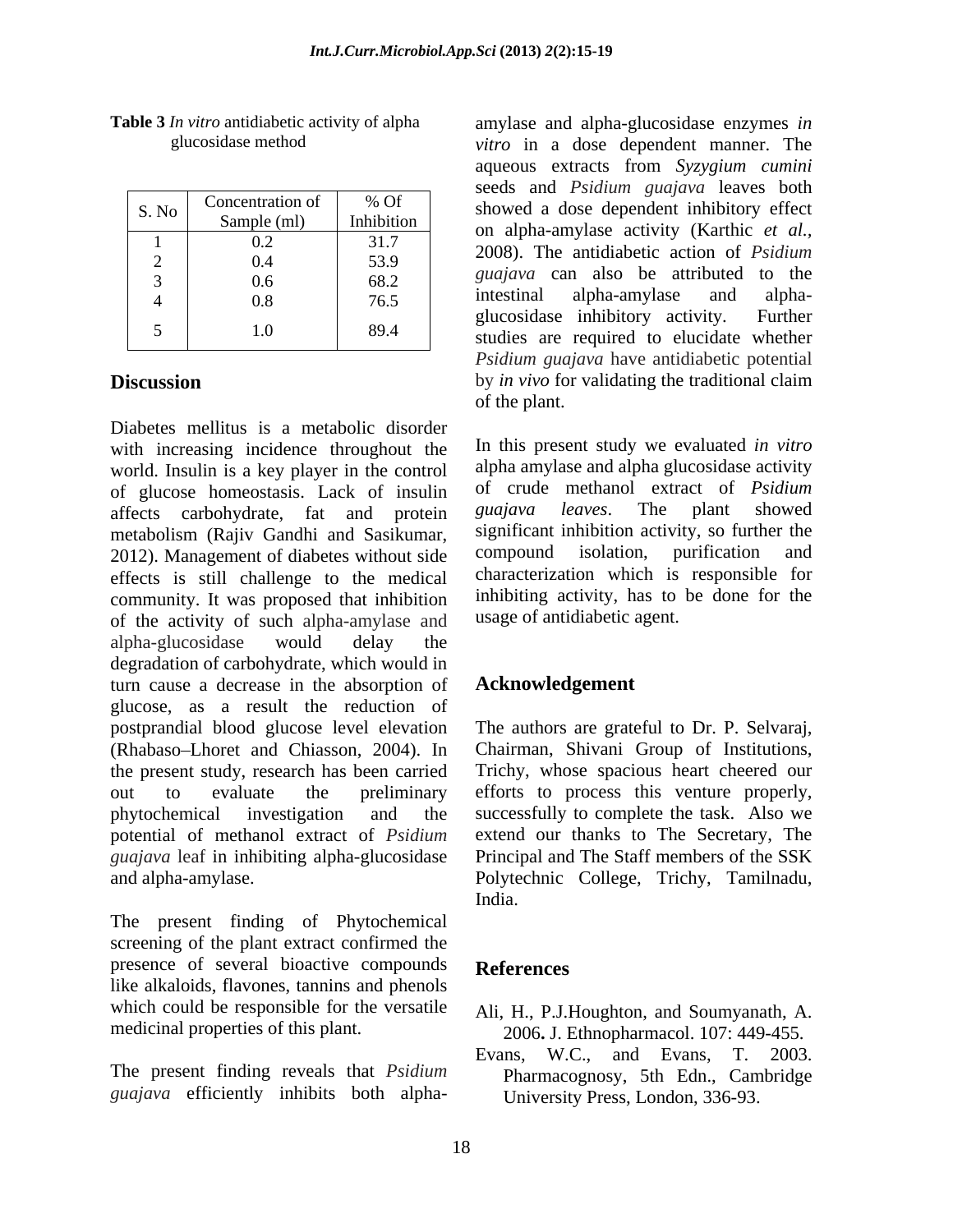**Table 3** *In vitro* antidiabetic activity of alpha glucosidase method

| S. No | Concentration of Sample (ml) | % Of Inhibition |
|---|---|---|
| 1 | 0.2 | 31.7 |
| 2 | 0.4 | 53.9 |
| 3 | 0.6 | 68.2 |
| 4 | 0.8 | 76.5 |
| 5 | 1.0 | 89.4 |

## Discussion

Diabetes mellitus is a metabolic disorder with increasing incidence throughout the world. Insulin is a key player in the control of glucose homeostasis. Lack of insulin affects carbohydrate, fat and protein metabolism (Rajiv Gandhi and Sasikumar, 2012). Management of diabetes without side effects is still challenge to the medical community. It was proposed that inhibition of the activity of such alpha-amylase and alpha-glucosidase would delay the degradation of carbohydrate, which would in turn cause a decrease in the absorption of glucose, as a result the reduction of postprandial blood glucose level elevation (Rhabaso–Lhoret and Chiasson, 2004). In the present study, research has been carried out to evaluate the preliminary phytochemical investigation and the potential of methanol extract of *Psidium guajava* leaf in inhibiting alpha-glucosidase and alpha-amylase.

The present finding of Phytochemical screening of the plant extract confirmed the presence of several bioactive compounds like alkaloids, flavones, tannins and phenols which could be responsible for the versatile medicinal properties of this plant.

The present finding reveals that *Psidium guajava* efficiently inhibits both alpha-amylase and alpha-glucosidase enzymes *in vitro* in a dose dependent manner. The aqueous extracts from *Syzygium cumini* seeds and *Psidium guajava* leaves both showed a dose dependent inhibitory effect on alpha-amylase activity (Karthic *et al.*, 2008). The antidiabetic action of *Psidium guajava* can also be attributed to the intestinal alpha-amylase and alpha-glucosidase inhibitory activity. Further studies are required to elucidate whether *Psidium guajava* have antidiabetic potential by *in vivo* for validating the traditional claim of the plant.

In this present study we evaluated *in vitro* alpha amylase and alpha glucosidase activity of crude methanol extract of *Psidium guajava leaves*. The plant showed significant inhibition activity, so further the compound isolation, purification and characterization which is responsible for inhibiting activity, has to be done for the usage of antidiabetic agent.

## Acknowledgement

The authors are grateful to Dr. P. Selvaraj, Chairman, Shivani Group of Institutions, Trichy, whose spacious heart cheered our efforts to process this venture properly, successfully to complete the task. Also we extend our thanks to The Secretary, The Principal and The Staff members of the SSK Polytechnic College, Trichy, Tamilnadu, India.

## References

Ali, H., P.J.Houghton, and Soumyanath, A. 2006**.** J. Ethnopharmacol. 107: 449-455.

Evans, W.C., and Evans, T. 2003. Pharmacognosy, 5th Edn., Cambridge University Press, London, 336-93.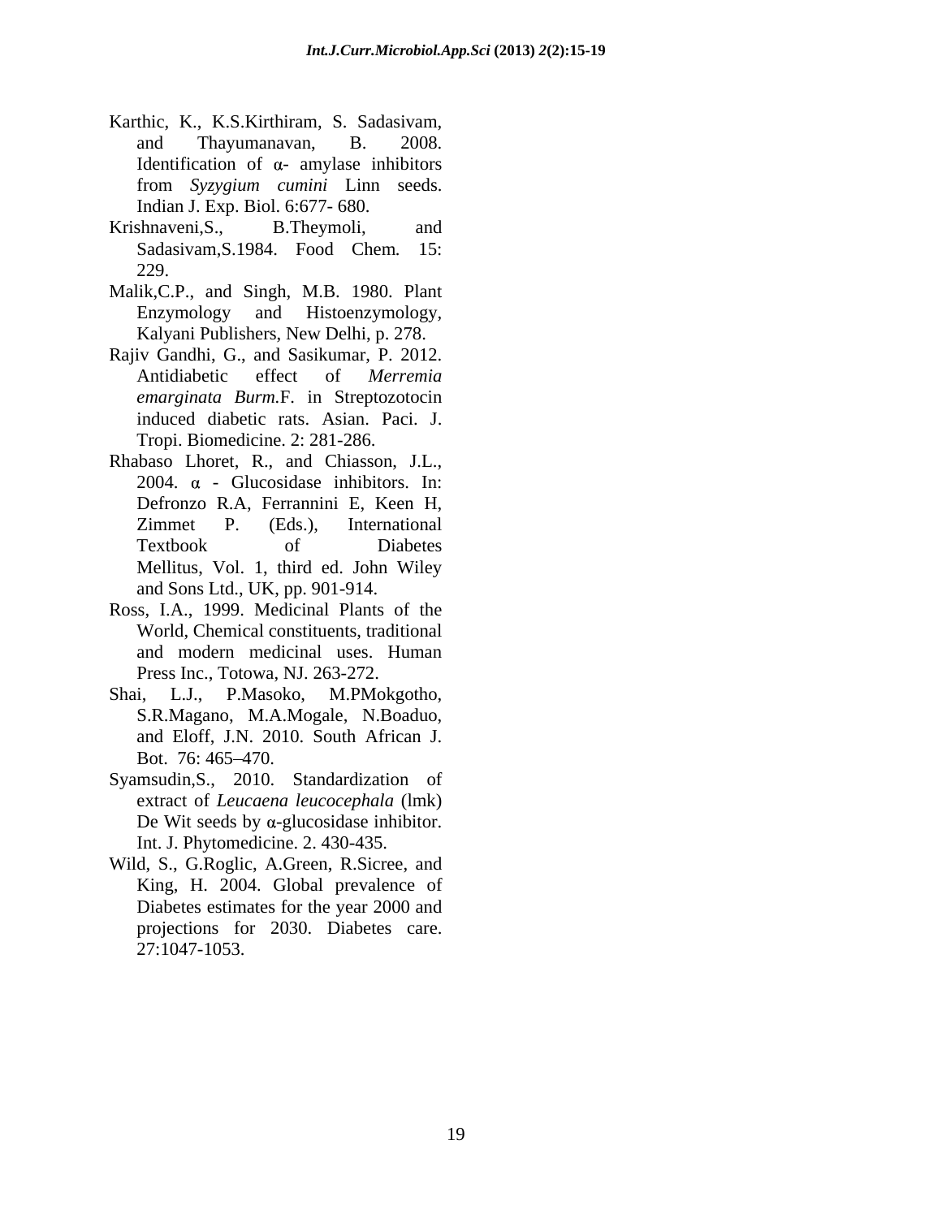Karthic, K., K.S.Kirthiram, S. Sadasivam, and Thayumanavan, B. 2008. Identification of α- amylase inhibitors from *Syzygium cumini* Linn seeds. Indian J. Exp. Biol. 6:677- 680.

Krishnaveni,S., B.Theymoli, and Sadasivam,S.1984. Food Chem. 15: 229.

Malik,C.P., and Singh, M.B. 1980. Plant Enzymology and Histoenzymology, Kalyani Publishers, New Delhi, p. 278.

Rajiv Gandhi, G., and Sasikumar, P. 2012. Antidiabetic effect of *Merremia emarginata Burm.*F. in Streptozotocin induced diabetic rats. Asian. Paci. J. Tropi. Biomedicine. 2: 281-286.

Rhabaso Lhoret, R., and Chiasson, J.L., 2004. α - Glucosidase inhibitors. In: Defronzo R.A, Ferrannini E, Keen H, Zimmet P. (Eds.), International Textbook of Diabetes Mellitus, Vol. 1, third ed. John Wiley and Sons Ltd., UK, pp. 901-914.

Ross, I.A., 1999. Medicinal Plants of the World, Chemical constituents, traditional and modern medicinal uses. Human Press Inc., Totowa, NJ. 263-272.

Shai, L.J., P.Masoko, M.PMokgotho, S.R.Magano, M.A.Mogale, N.Boaduo, and Eloff, J.N. 2010. South African J. Bot. 76: 465–470.

Syamsudin,S., 2010. Standardization of extract of *Leucaena leucocephala* (lmk) De Wit seeds by α-glucosidase inhibitor. Int. J. Phytomedicine. 2. 430-435.

Wild, S., G.Roglic, A.Green, R.Sicree, and King, H. 2004. Global prevalence of Diabetes estimates for the year 2000 and projections for 2030. Diabetes care. 27:1047-1053.